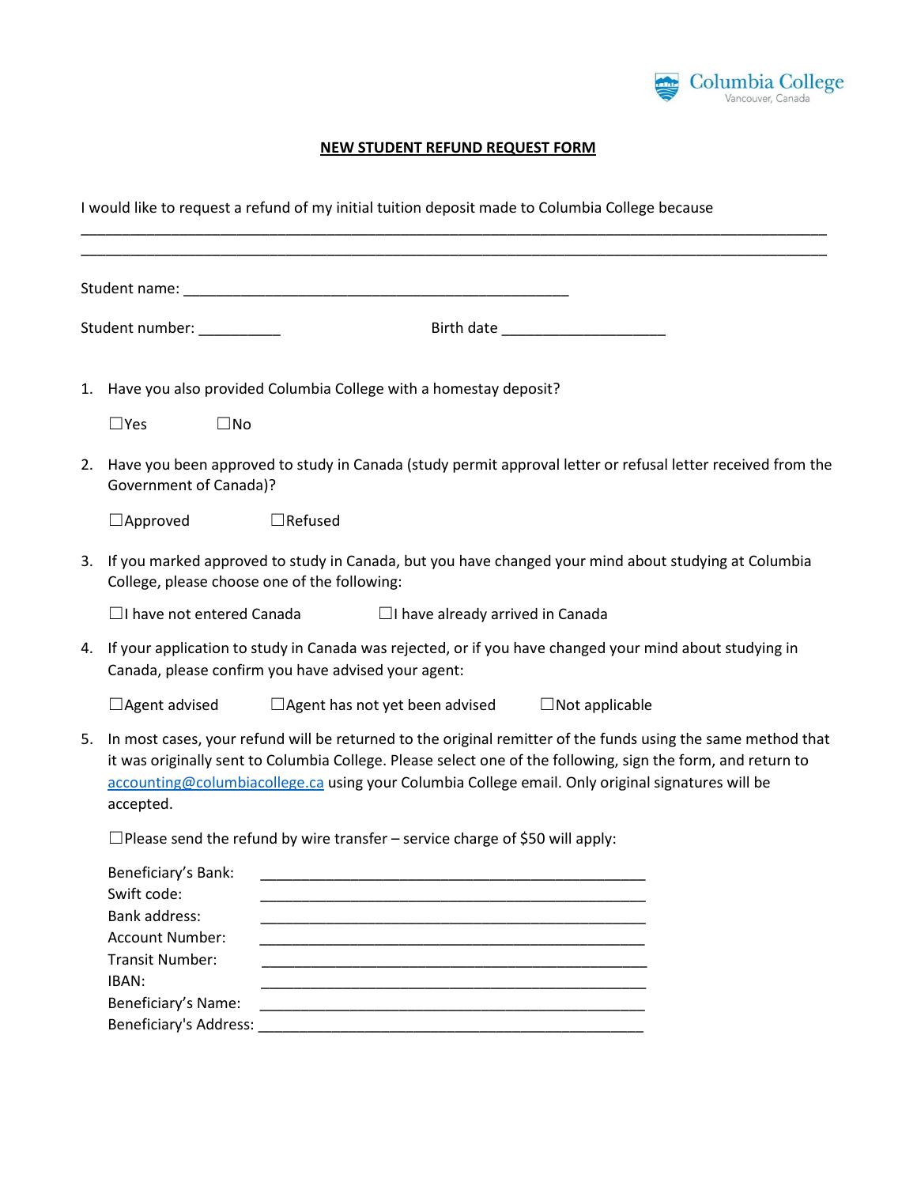Columbia College
Vancouver, Canada

**NEW STUDENT REFUND REQUEST FORM**

I would like to request a refund of my initial tuition deposit made to Columbia College because
______________________________________________________________________________________
______________________________________________________________________________________

Student name: ______________________________________________

Student number: __________ Birth date ____________________

1. Have you also provided Columbia College with a homestay deposit?

   ☐Yes ☐No

2. Have you been approved to study in Canada (study permit approval letter or refusal letter received from the Government of Canada)?

   ☐Approved ☐Refused

3. If you marked approved to study in Canada, but you have changed your mind about studying at Columbia College, please choose one of the following:

   ☐I have not entered Canada ☐I have already arrived in Canada

4. If your application to study in Canada was rejected, or if you have changed your mind about studying in Canada, please confirm you have advised your agent:

   ☐Agent advised ☐Agent has not yet been advised ☐Not applicable

5. In most cases, your refund will be returned to the original remitter of the funds using the same method that it was originally sent to Columbia College. Please select one of the following, sign the form, and return to accounting@columbiacollege.ca using your Columbia College email. Only original signatures will be accepted.

   ☐Please send the refund by wire transfer – service charge of $50 will apply:

   Beneficiary's Bank: _____________________________________________
   Swift code: _____________________________________________
   Bank address: _____________________________________________
   Account Number: _____________________________________________
   Transit Number: _____________________________________________
   IBAN: _____________________________________________
   Beneficiary's Name: _____________________________________________
   Beneficiary's Address: _____________________________________________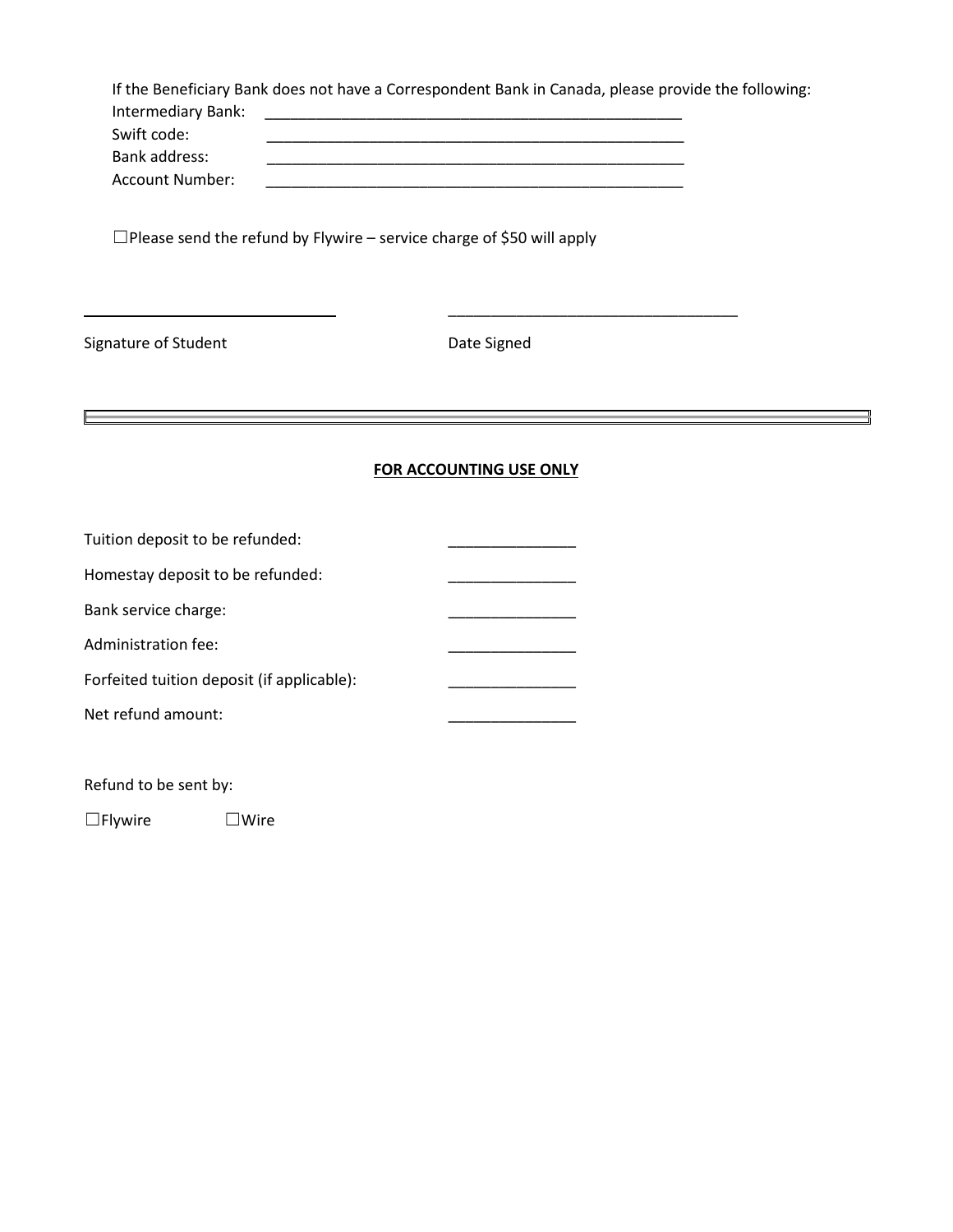If the Beneficiary Bank does not have a Correspondent Bank in Canada, please provide the following:

Intermediary Bank: ____________________________________________________

Swift code: ____________________________________________________

Bank address: ____________________________________________________

Account Number: ____________________________________________________

☐Please send the refund by Flywire – service charge of $50 will apply

________________________________ ____________________________________

Signature of Student Date Signed

---

**FOR ACCOUNTING USE ONLY**

Tuition deposit to be refunded: _______________

Homestay deposit to be refunded: _______________

Bank service charge: _______________

Administration fee: _______________

Forfeited tuition deposit (if applicable): _______________

Net refund amount: _______________

Refund to be sent by:

☐Flywire ☐Wire